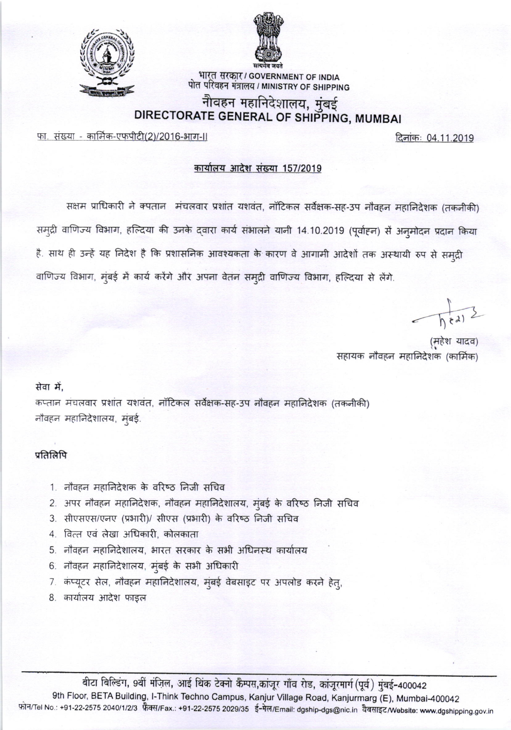भारत सरकार / GOVERNMENT OF INDIA
पोत परिवहन मंत्रालय / MINISTRY OF SHIPPING

# नौवहन महानिदेशालय, मुंबई
# DIRECTORATE GENERAL OF SHIPPING, MUMBAI

फा. संख्या - कार्मिक-एफपीटी(2)/2016-भाग-II

दिनांकः 04.11.2019

## कार्यालय आदेश संख्या 157/2019

सक्षम प्राधिकारी ने क्पतान मंचलवार प्रशांत यशवंत, नॉटिकल सर्वेक्षक-सह-उप नौवहन महानिदेशक (तकनीकी) समुद्री वाणिज्य विभाग, हल्दिया की उनके द्वारा कार्य संभालने यानी 14.10.2019 (पूर्वाह्न) से अनुमोदन प्रदान किया है. साथ ही उन्हें यह निदेश है कि प्रशासनिक आवश्यकता के कारण वे आगामी आदेशों तक अस्थायी रुप से समुद्री वाणिज्य विभाग, मुंबई में कार्य करेंगे और अपना वेतन समुद्री वाणिज्य विभाग, हल्दिया से लेंगे.

(महेश यादव)
सहायक नौवहन महानिदेशक (कार्मिक)

सेवा में,
कप्तान मंचलवार प्रशांत यशवंत, नॉटिकल सर्वेक्षक-सह-उप नौवहन महानिदेशक (तकनीकी)
नौवहन महानिदेशालय, मुंबई.

**प्रतिलिपि**

1. नौवहन महानिदेशक के वरिष्ठ निजी सचिव
2. अपर नौवहन महानिदेशक, नौवहन महानिदेशालय, मुंबई के वरिष्ठ निजी सचिव
3. सीएसएस/एनए (प्रभारी)/ सीएस (प्रभारी) के वरिष्ठ निजी सचिव
4. वित्त एवं लेखा अधिकारी, कोलकाता
5. नौवहन महानिदेशालय, भारत सरकार के सभी अधिनस्थ कार्यालय
6. नौवहन महानिदेशालय, मुंबई के सभी अधिकारी
7. कंप्यूटर सेल, नौवहन महानिदेशालय, मुंबई वेबसाइट पर अपलोड करने हेतु,
8. कार्यालय आदेश फाइल

बीटा बिल्डिंग, 9वीं मंज़िल, आई थिंक टेक्नो कैम्पस,कांजूर गाँव रोड, कांजूरमार्ग (पूर्व) मुंबई-400042
9th Floor, BETA Building, I-Think Techno Campus, Kanjur Village Road, Kanjurmarg (E), Mumbai-400042
फ़ोन/Tel No.: +91-22-2575 2040/1/2/3 फ़ैक्स/Fax.: +91-22-2575 2029/35 ई-मेल/Email: dgship-dgs@nic.in वेबसाइट/Website: www.dgshipping.gov.in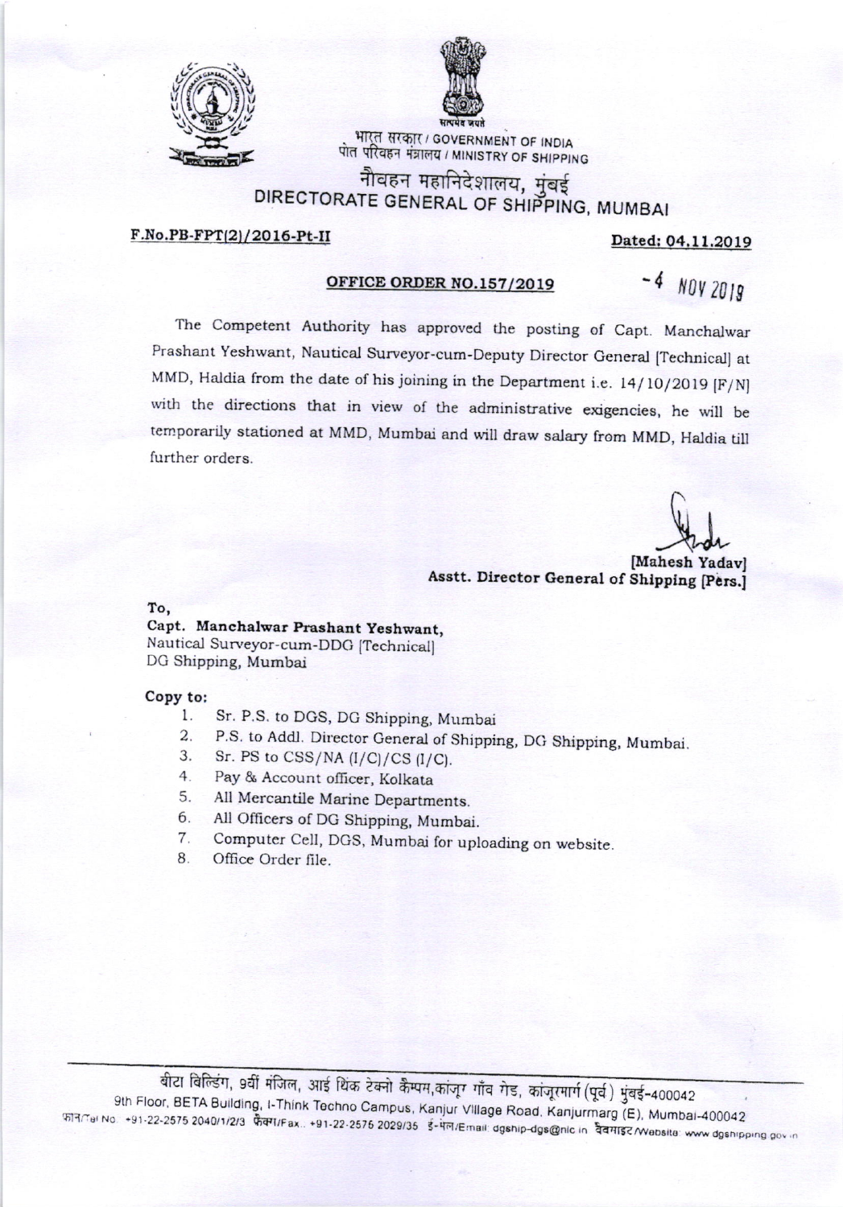भारत सरकार / GOVERNMENT OF INDIA
पोत परिवहन मंत्रालय / MINISTRY OF SHIPPING

# नौवहन महानिदेशालय, मुंबई
# DIRECTORATE GENERAL OF SHIPPING, MUMBAI

**F.No.PB-FPT(2)/2016-Pt-II** **Dated: 04.11.2019**

**OFFICE ORDER NO.157/2019**

-4 NOV 2019

The Competent Authority has approved the posting of Capt. Manchalwar Prashant Yeshwant, Nautical Surveyor-cum-Deputy Director General [Technical] at MMD, Haldia from the date of his joining in the Department i.e. 14/10/2019 [F/N] with the directions that in view of the administrative exigencies, he will be temporarily stationed at MMD, Mumbai and will draw salary from MMD, Haldia till further orders.

**[Mahesh Yadav]**
**Asstt. Director General of Shipping [Pers.]**

**To,**
**Capt. Manchalwar Prashant Yeshwant,**
Nautical Surveyor-cum-DDG [Technical]
DG Shipping, Mumbai

**Copy to:**

1. Sr. P.S. to DGS, DG Shipping, Mumbai
2. P.S. to Addl. Director General of Shipping, DG Shipping, Mumbai.
3. Sr. PS to CSS/NA (I/C)/CS (I/C).
4. Pay & Account officer, Kolkata
5. All Mercantile Marine Departments.
6. All Officers of DG Shipping, Mumbai.
7. Computer Cell, DGS, Mumbai for uploading on website.
8. Office Order file.

बीटा बिल्डिंग, 9वीं मंजिल, आई थिंक टेक्नो कैम्पस, कांजूर गाँव रोड, कांजूरमार्ग (पूर्व) मुंबई-400042
9th Floor, BETA Building, I-Think Techno Campus, Kanjur Village Road, Kanjurmarg (E), Mumbai-400042
फोन/Tel No. +91-22-2575 2040/1/2/3 फैक्स/Fax.. +91-22-2575 2029/35 ई-मेल/Email: dgship-dgs@nic.in वेबसाइट/Website: www.dgshipping.gov.in